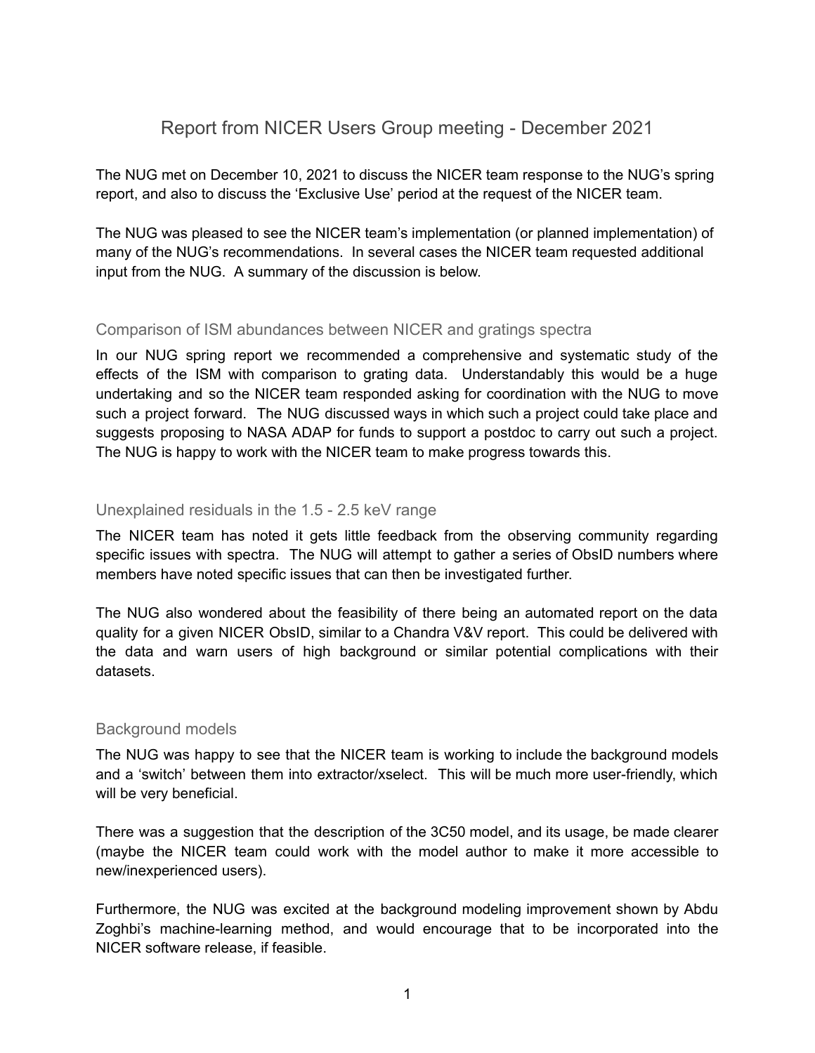# Report from NICER Users Group meeting - December 2021

The NUG met on December 10, 2021 to discuss the NICER team response to the NUG's spring report, and also to discuss the 'Exclusive Use' period at the request of the NICER team.

The NUG was pleased to see the NICER team's implementation (or planned implementation) of many of the NUG's recommendations. In several cases the NICER team requested additional input from the NUG. A summary of the discussion is below.

## Comparison of ISM abundances between NICER and gratings spectra

In our NUG spring report we recommended a comprehensive and systematic study of the effects of the ISM with comparison to grating data. Understandably this would be a huge undertaking and so the NICER team responded asking for coordination with the NUG to move such a project forward. The NUG discussed ways in which such a project could take place and suggests proposing to NASA ADAP for funds to support a postdoc to carry out such a project. The NUG is happy to work with the NICER team to make progress towards this.

## Unexplained residuals in the 1.5 - 2.5 keV range

The NICER team has noted it gets little feedback from the observing community regarding specific issues with spectra. The NUG will attempt to gather a series of ObsID numbers where members have noted specific issues that can then be investigated further.

The NUG also wondered about the feasibility of there being an automated report on the data quality for a given NICER ObsID, similar to a Chandra V&V report. This could be delivered with the data and warn users of high background or similar potential complications with their datasets.

## Background models

The NUG was happy to see that the NICER team is working to include the background models and a 'switch' between them into extractor/xselect. This will be much more user-friendly, which will be very beneficial.

There was a suggestion that the description of the 3C50 model, and its usage, be made clearer (maybe the NICER team could work with the model author to make it more accessible to new/inexperienced users).

Furthermore, the NUG was excited at the background modeling improvement shown by Abdu Zoghbi's machine-learning method, and would encourage that to be incorporated into the NICER software release, if feasible.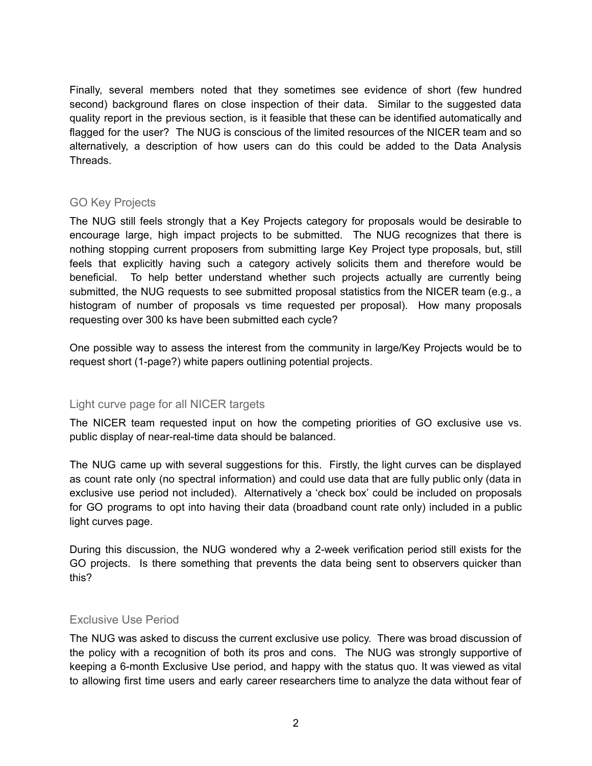Finally, several members noted that they sometimes see evidence of short (few hundred second) background flares on close inspection of their data. Similar to the suggested data quality report in the previous section, is it feasible that these can be identified automatically and flagged for the user? The NUG is conscious of the limited resources of the NICER team and so alternatively, a description of how users can do this could be added to the Data Analysis Threads.

## GO Key Projects

The NUG still feels strongly that a Key Projects category for proposals would be desirable to encourage large, high impact projects to be submitted. The NUG recognizes that there is nothing stopping current proposers from submitting large Key Project type proposals, but, still feels that explicitly having such a category actively solicits them and therefore would be beneficial. To help better understand whether such projects actually are currently being submitted, the NUG requests to see submitted proposal statistics from the NICER team (e.g., a histogram of number of proposals vs time requested per proposal). How many proposals requesting over 300 ks have been submitted each cycle?

One possible way to assess the interest from the community in large/Key Projects would be to request short (1-page?) white papers outlining potential projects.

## Light curve page for all NICER targets

The NICER team requested input on how the competing priorities of GO exclusive use vs. public display of near-real-time data should be balanced.

The NUG came up with several suggestions for this. Firstly, the light curves can be displayed as count rate only (no spectral information) and could use data that are fully public only (data in exclusive use period not included). Alternatively a 'check box' could be included on proposals for GO programs to opt into having their data (broadband count rate only) included in a public light curves page.

During this discussion, the NUG wondered why a 2-week verification period still exists for the GO projects. Is there something that prevents the data being sent to observers quicker than this?

## Exclusive Use Period

The NUG was asked to discuss the current exclusive use policy. There was broad discussion of the policy with a recognition of both its pros and cons. The NUG was strongly supportive of keeping a 6-month Exclusive Use period, and happy with the status quo. It was viewed as vital to allowing first time users and early career researchers time to analyze the data without fear of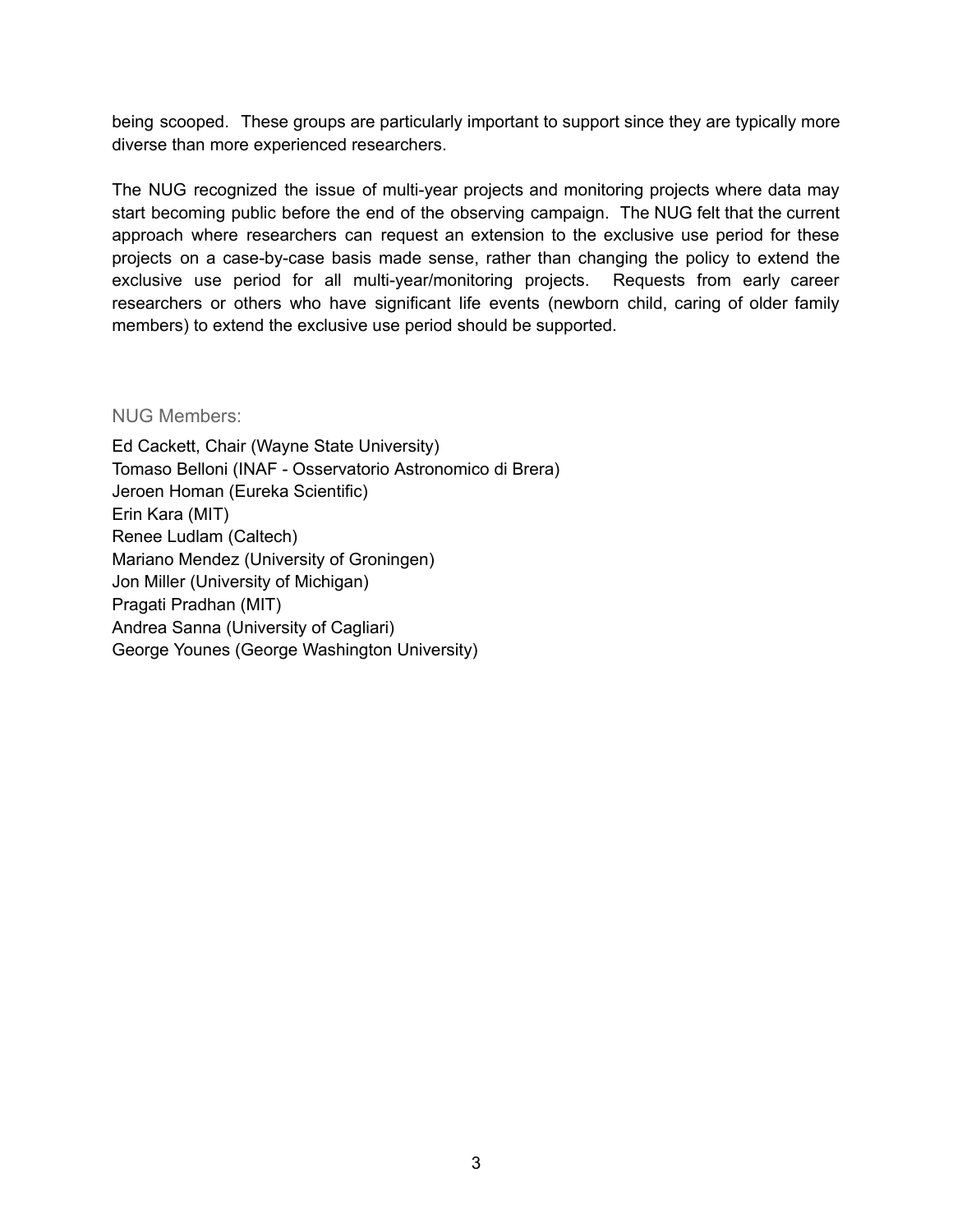being scooped. These groups are particularly important to support since they are typically more diverse than more experienced researchers.

The NUG recognized the issue of multi-year projects and monitoring projects where data may start becoming public before the end of the observing campaign. The NUG felt that the current approach where researchers can request an extension to the exclusive use period for these projects on a case-by-case basis made sense, rather than changing the policy to extend the exclusive use period for all multi-year/monitoring projects. Requests from early career researchers or others who have significant life events (newborn child, caring of older family members) to extend the exclusive use period should be supported.

## NUG Members:

Ed Cackett, Chair (Wayne State University)
Tomaso Belloni (INAF - Osservatorio Astronomico di Brera)
Jeroen Homan (Eureka Scientific)
Erin Kara (MIT)
Renee Ludlam (Caltech)
Mariano Mendez (University of Groningen)
Jon Miller (University of Michigan)
Pragati Pradhan (MIT)
Andrea Sanna (University of Cagliari)
George Younes (George Washington University)